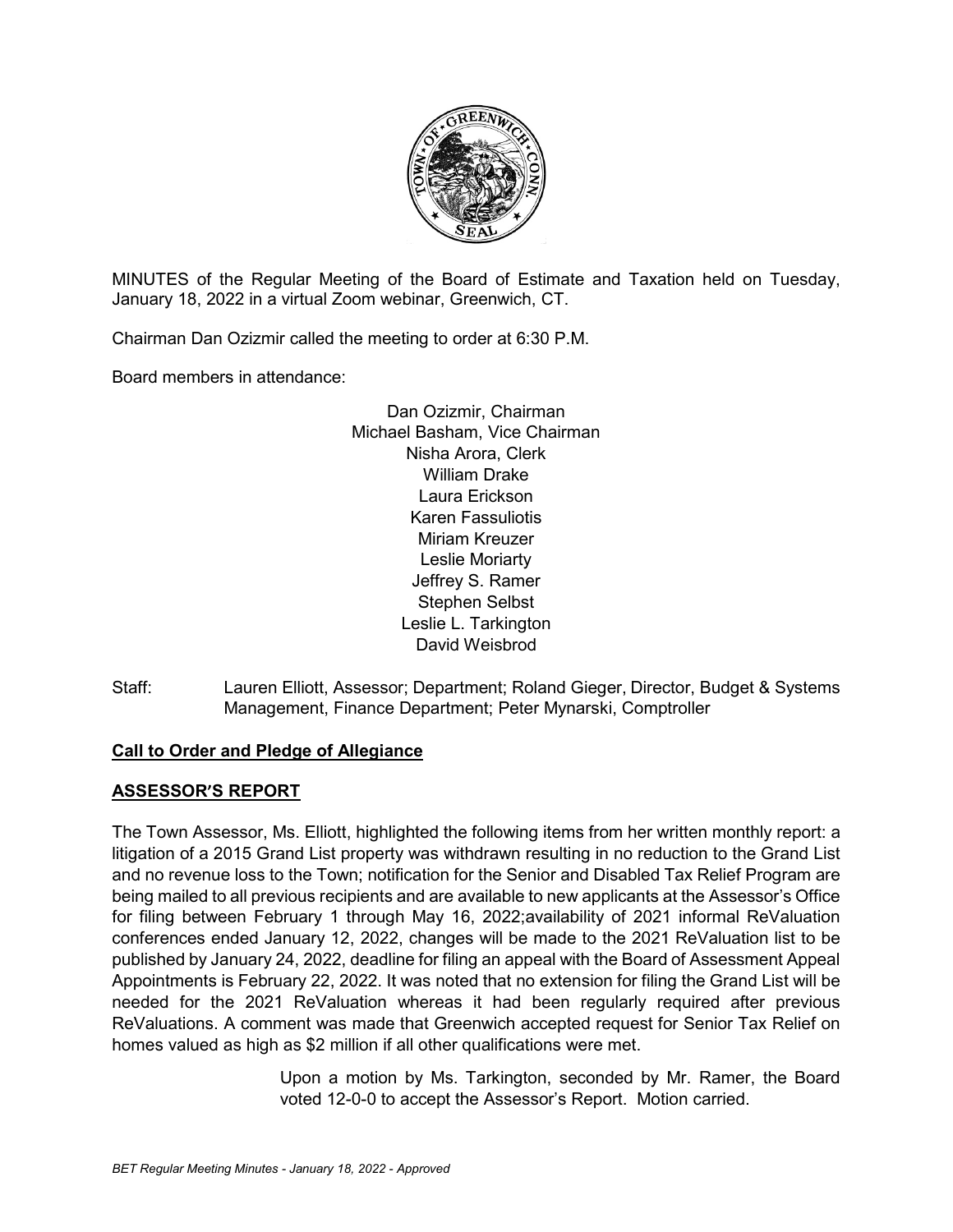MINUTES of the Regular Meeting of the Board of Estimate and Taxation held on Tuesday, January 18, 2022 in a virtual Zoom webinar, Greenwich, CT.

Chairman Dan Ozizmir called the meeting to order at 6:30 P.M.

Board members in attendance:

Dan Ozizmir, Chairman
Michael Basham, Vice Chairman
Nisha Arora, Clerk
William Drake
Laura Erickson
Karen Fassuliotis
Miriam Kreuzer
Leslie Moriarty
Jeffrey S. Ramer
Stephen Selbst
Leslie L. Tarkington
David Weisbrod

Staff: Lauren Elliott, Assessor; Department; Roland Gieger, Director, Budget & Systems Management, Finance Department; Peter Mynarski, Comptroller

**Call to Order and Pledge of Allegiance**

**ASSESSOR'S REPORT**

The Town Assessor, Ms. Elliott, highlighted the following items from her written monthly report: a litigation of a 2015 Grand List property was withdrawn resulting in no reduction to the Grand List and no revenue loss to the Town; notification for the Senior and Disabled Tax Relief Program are being mailed to all previous recipients and are available to new applicants at the Assessor's Office for filing between February 1 through May 16, 2022;availability of 2021 informal ReValuation conferences ended January 12, 2022, changes will be made to the 2021 ReValuation list to be published by January 24, 2022, deadline for filing an appeal with the Board of Assessment Appeal Appointments is February 22, 2022. It was noted that no extension for filing the Grand List will be needed for the 2021 ReValuation whereas it had been regularly required after previous ReValuations. A comment was made that Greenwich accepted request for Senior Tax Relief on homes valued as high as $2 million if all other qualifications were met.

> Upon a motion by Ms. Tarkington, seconded by Mr. Ramer, the Board voted 12-0-0 to accept the Assessor's Report. Motion carried.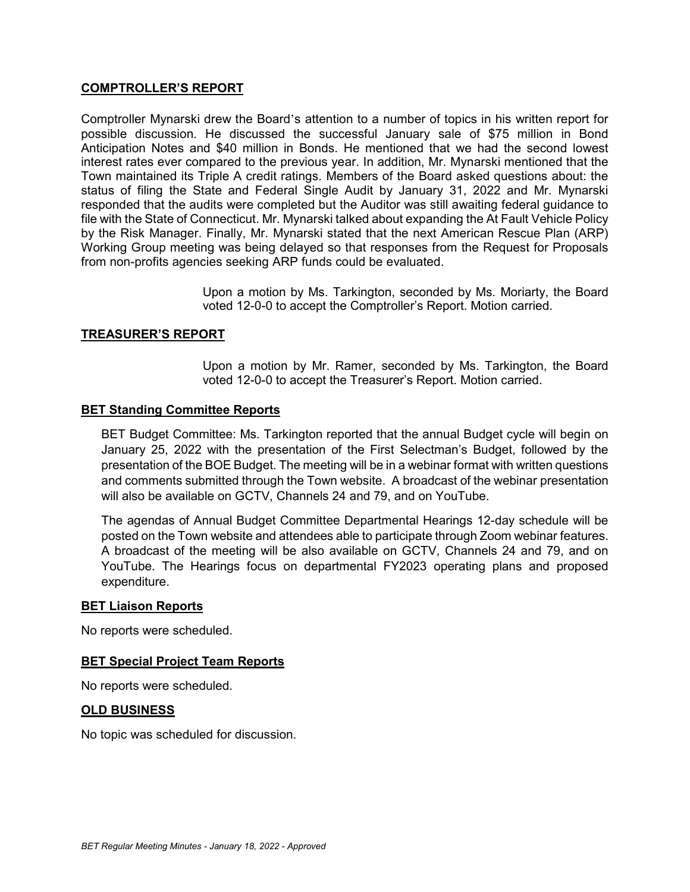## COMPTROLLER'S REPORT

Comptroller Mynarski drew the Board's attention to a number of topics in his written report for possible discussion. He discussed the successful January sale of $75 million in Bond Anticipation Notes and $40 million in Bonds. He mentioned that we had the second lowest interest rates ever compared to the previous year. In addition, Mr. Mynarski mentioned that the Town maintained its Triple A credit ratings. Members of the Board asked questions about: the status of filing the State and Federal Single Audit by January 31, 2022 and Mr. Mynarski responded that the audits were completed but the Auditor was still awaiting federal guidance to file with the State of Connecticut. Mr. Mynarski talked about expanding the At Fault Vehicle Policy by the Risk Manager. Finally, Mr. Mynarski stated that the next American Rescue Plan (ARP) Working Group meeting was being delayed so that responses from the Request for Proposals from non-profits agencies seeking ARP funds could be evaluated.

> Upon a motion by Ms. Tarkington, seconded by Ms. Moriarty, the Board voted 12-0-0 to accept the Comptroller's Report. Motion carried.

## TREASURER'S REPORT

> Upon a motion by Mr. Ramer, seconded by Ms. Tarkington, the Board voted 12-0-0 to accept the Treasurer's Report. Motion carried.

## BET Standing Committee Reports

BET Budget Committee: Ms. Tarkington reported that the annual Budget cycle will begin on January 25, 2022 with the presentation of the First Selectman's Budget, followed by the presentation of the BOE Budget. The meeting will be in a webinar format with written questions and comments submitted through the Town website. A broadcast of the webinar presentation will also be available on GCTV, Channels 24 and 79, and on YouTube.

The agendas of Annual Budget Committee Departmental Hearings 12-day schedule will be posted on the Town website and attendees able to participate through Zoom webinar features. A broadcast of the meeting will be also available on GCTV, Channels 24 and 79, and on YouTube. The Hearings focus on departmental FY2023 operating plans and proposed expenditure.

## BET Liaison Reports

No reports were scheduled.

## BET Special Project Team Reports

No reports were scheduled.

## OLD BUSINESS

No topic was scheduled for discussion.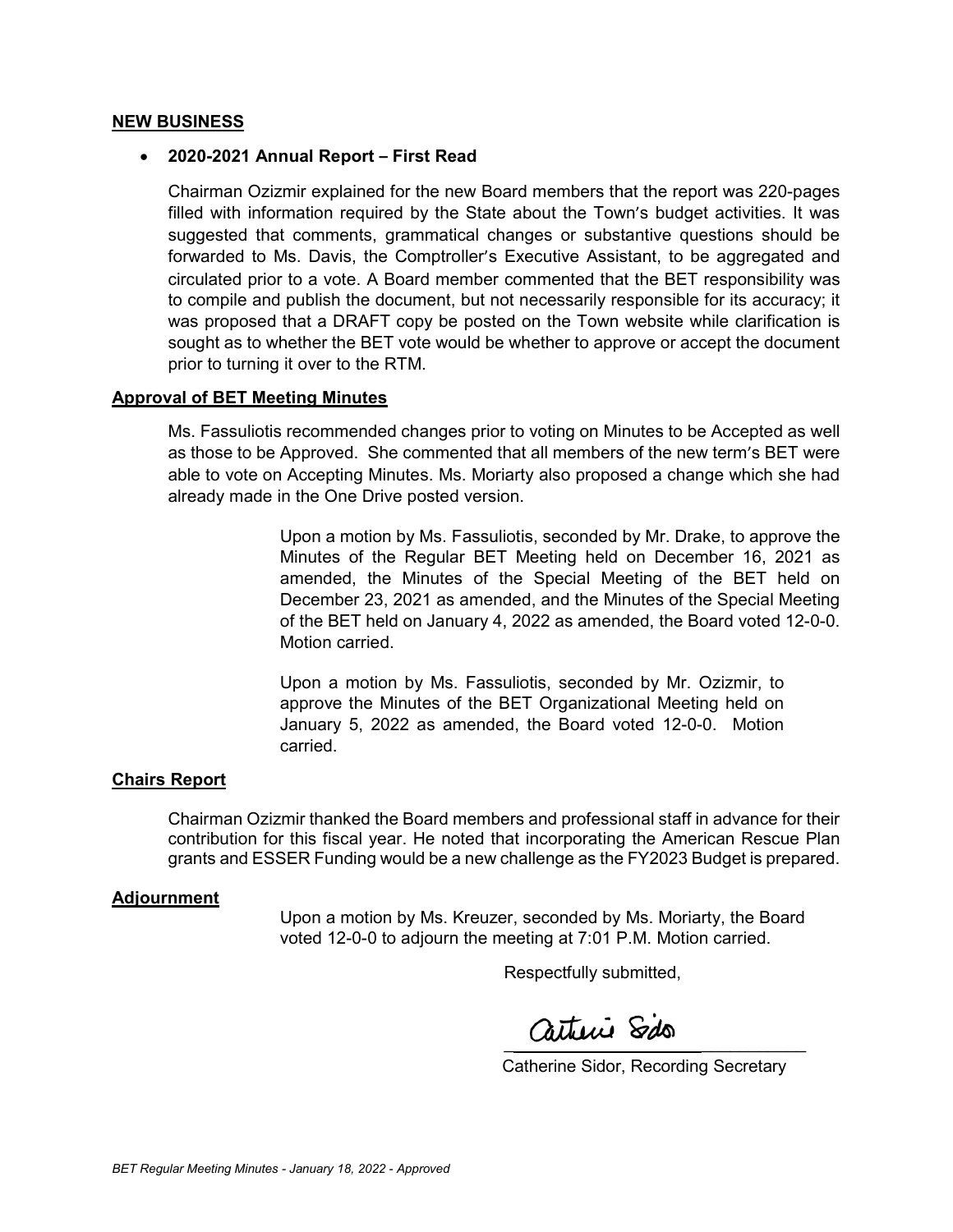## NEW BUSINESS

- **2020-2021 Annual Report – First Read**

  Chairman Ozizmir explained for the new Board members that the report was 220-pages filled with information required by the State about the Town's budget activities. It was suggested that comments, grammatical changes or substantive questions should be forwarded to Ms. Davis, the Comptroller's Executive Assistant, to be aggregated and circulated prior to a vote. A Board member commented that the BET responsibility was to compile and publish the document, but not necessarily responsible for its accuracy; it was proposed that a DRAFT copy be posted on the Town website while clarification is sought as to whether the BET vote would be whether to approve or accept the document prior to turning it over to the RTM.

## Approval of BET Meeting Minutes

Ms. Fassuliotis recommended changes prior to voting on Minutes to be Accepted as well as those to be Approved. She commented that all members of the new term's BET were able to vote on Accepting Minutes. Ms. Moriarty also proposed a change which she had already made in the One Drive posted version.

> Upon a motion by Ms. Fassuliotis, seconded by Mr. Drake, to approve the Minutes of the Regular BET Meeting held on December 16, 2021 as amended, the Minutes of the Special Meeting of the BET held on December 23, 2021 as amended, and the Minutes of the Special Meeting of the BET held on January 4, 2022 as amended, the Board voted 12-0-0. Motion carried.

> Upon a motion by Ms. Fassuliotis, seconded by Mr. Ozizmir, to approve the Minutes of the BET Organizational Meeting held on January 5, 2022 as amended, the Board voted 12-0-0. Motion carried.

## Chairs Report

Chairman Ozizmir thanked the Board members and professional staff in advance for their contribution for this fiscal year. He noted that incorporating the American Rescue Plan grants and ESSER Funding would be a new challenge as the FY2023 Budget is prepared.

## Adjournment

> Upon a motion by Ms. Kreuzer, seconded by Ms. Moriarty, the Board voted 12-0-0 to adjourn the meeting at 7:01 P.M. Motion carried.

Respectfully submitted,

Catherine Sidor, Recording Secretary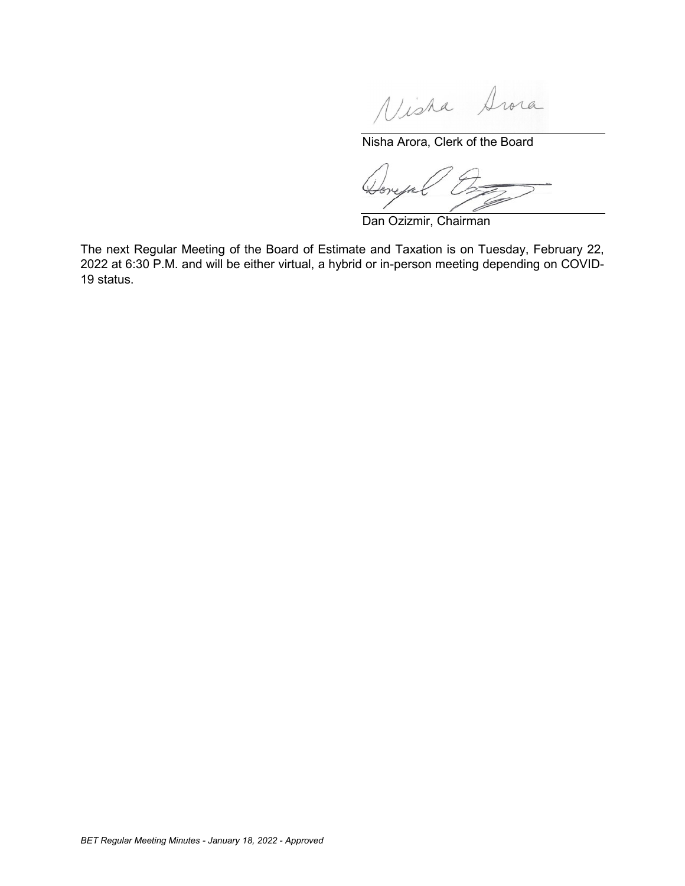Nisha Arora, Clerk of the Board

Dan Ozizmir, Chairman

The next Regular Meeting of the Board of Estimate and Taxation is on Tuesday, February 22, 2022 at 6:30 P.M. and will be either virtual, a hybrid or in-person meeting depending on COVID-19 status.